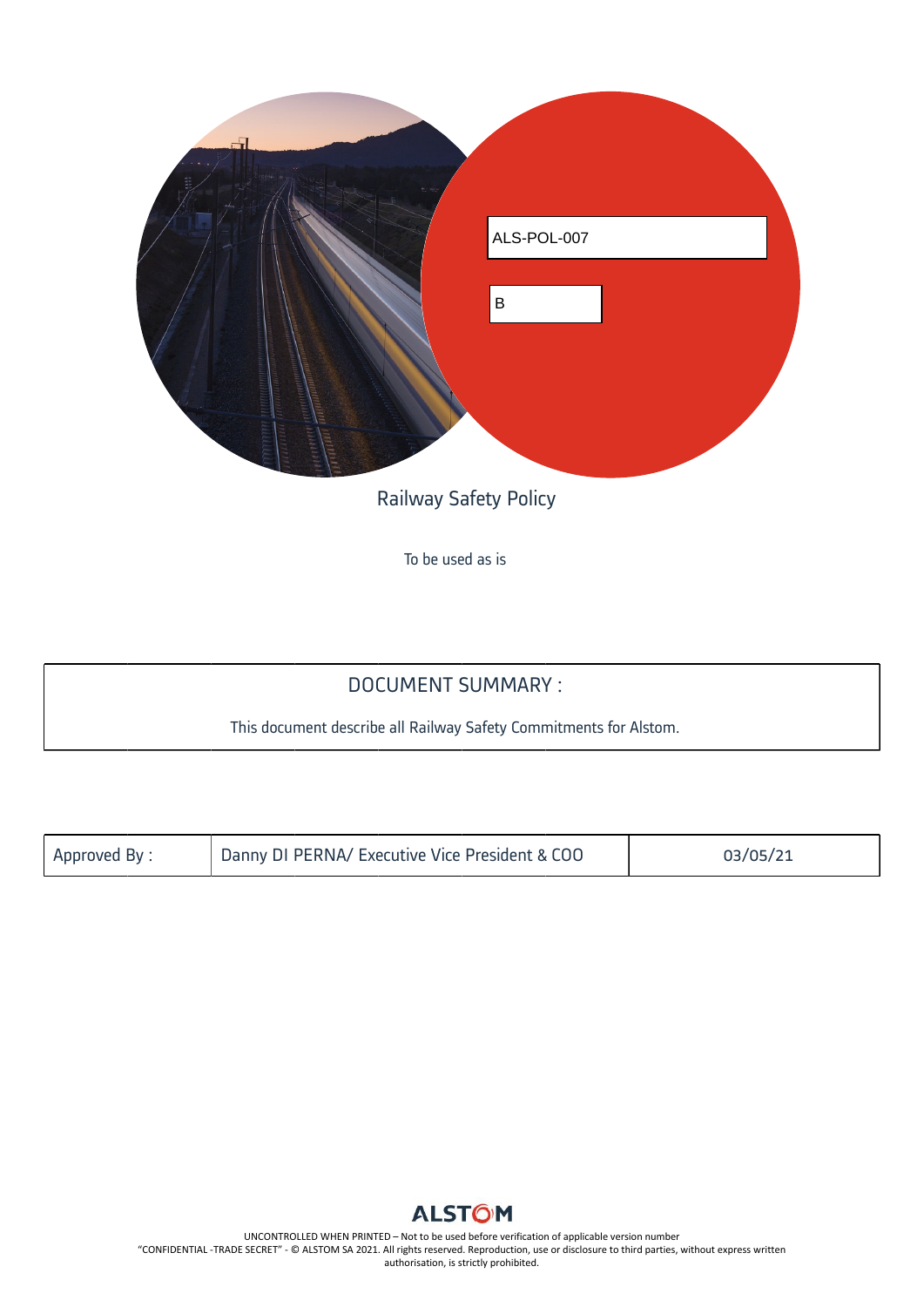ALS-POL-007

B

# Railway Safety Policy

To be used as is

| DOCUMENT SUMMARY : |
| --- |
| This document describe all Railway Safety Commitments for Alstom. |

| Approved By : | Danny DI PERNA/ Executive Vice President & COO | 03/05/21 |
| --- | --- | --- |

ALSTOM

UNCONTROLLED WHEN PRINTED – Not to be used before verification of applicable version number
"CONFIDENTIAL -TRADE SECRET" - © ALSTOM SA 2021. All rights reserved. Reproduction, use or disclosure to third parties, without express written authorisation, is strictly prohibited.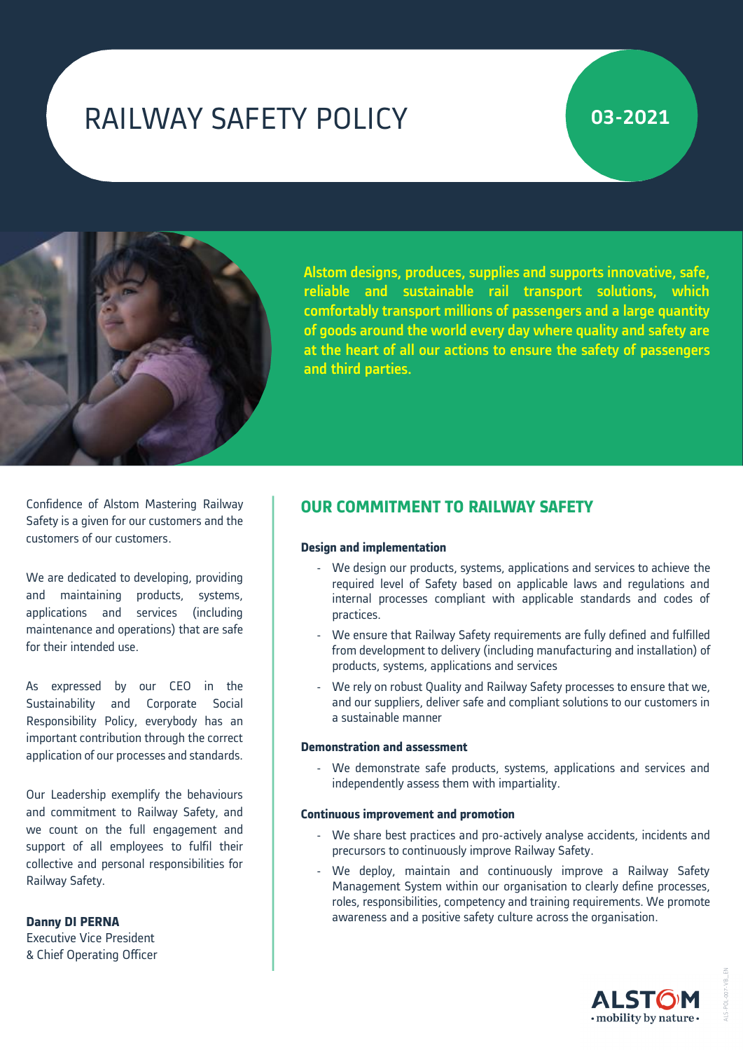# RAILWAY SAFETY POLICY

**03-2021**

**Alstom designs, produces, supplies and supports innovative, safe, reliable and sustainable rail transport solutions, which comfortably transport millions of passengers and a large quantity of goods around the world every day where quality and safety are at the heart of all our actions to ensure the safety of passengers and third parties.**

Confidence of Alstom Mastering Railway Safety is a given for our customers and the customers of our customers.

We are dedicated to developing, providing and maintaining products, systems, applications and services (including maintenance and operations) that are safe for their intended use.

As expressed by our CEO in the Sustainability and Corporate Social Responsibility Policy, everybody has an important contribution through the correct application of our processes and standards.

Our Leadership exemplify the behaviours and commitment to Railway Safety, and we count on the full engagement and support of all employees to fulfil their collective and personal responsibilities for Railway Safety.

**Danny DI PERNA**
Executive Vice President
& Chief Operating Officer

## OUR COMMITMENT TO RAILWAY SAFETY

**Design and implementation**

- We design our products, systems, applications and services to achieve the required level of Safety based on applicable laws and regulations and internal processes compliant with applicable standards and codes of practices.
- We ensure that Railway Safety requirements are fully defined and fulfilled from development to delivery (including manufacturing and installation) of products, systems, applications and services
- We rely on robust Quality and Railway Safety processes to ensure that we, and our suppliers, deliver safe and compliant solutions to our customers in a sustainable manner

**Demonstration and assessment**

- We demonstrate safe products, systems, applications and services and independently assess them with impartiality.

**Continuous improvement and promotion**

- We share best practices and pro-actively analyse accidents, incidents and precursors to continuously improve Railway Safety.
- We deploy, maintain and continuously improve a Railway Safety Management System within our organisation to clearly define processes, roles, responsibilities, competency and training requirements. We promote awareness and a positive safety culture across the organisation.

ALSTOM
• mobility by nature •